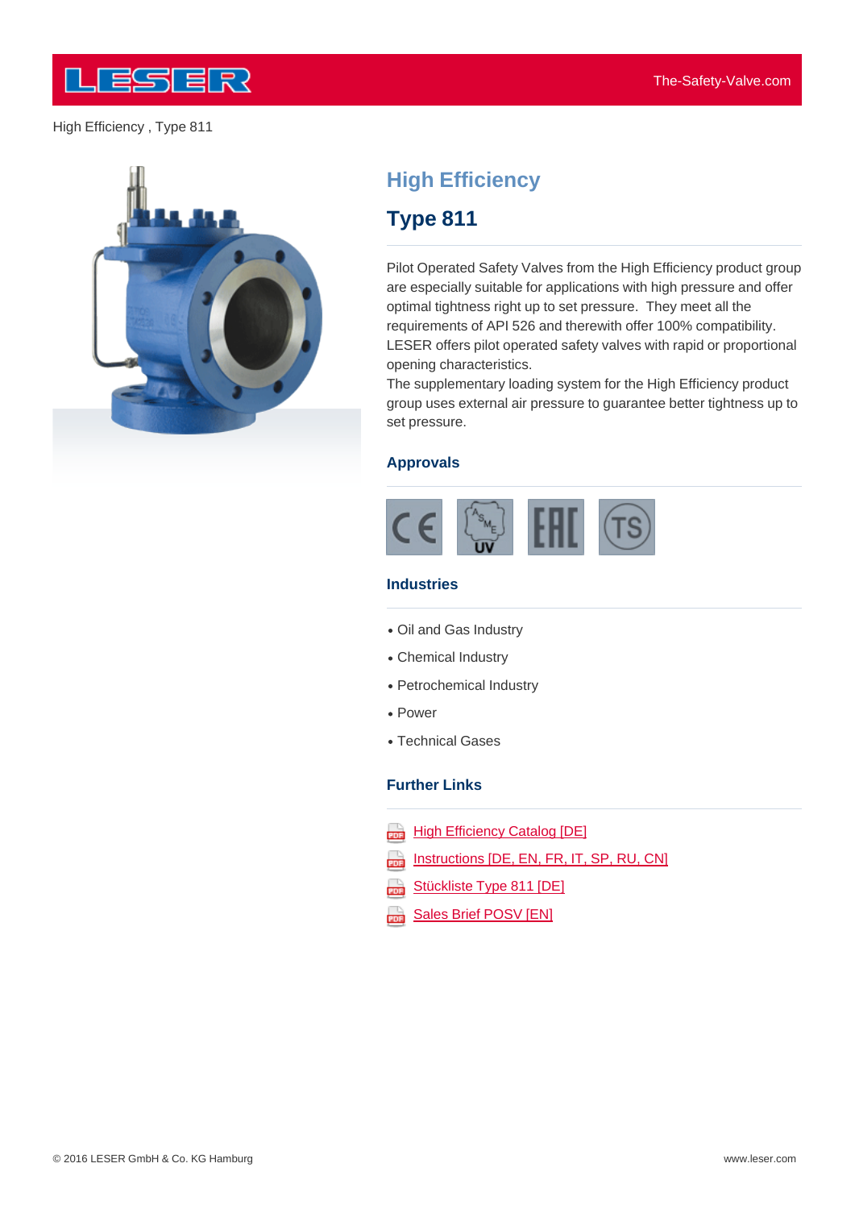High Efficiency , Type 811

# High Efficiency

## Type 811

Pilot Operated Safety Valves from the High Efficiency product group are especially suitable for applications with high pressure and offer optimal tightness right up to set pressure. They meet all the requirements of API 526 and therewith offer 100% compatibility. LESER offers pilot operated safety valves with rapid or proportional opening characteristics.
The supplementary loading system for the High Efficiency product group uses external air pressure to guarantee better tightness up to set pressure.

### Approvals

### Industries

- Oil and Gas Industry
- Chemical Industry
- Petrochemical Industry
- Power
- Technical Gases

### Further Links

- High Efficiency Catalog [DE]
- Instructions [DE, EN, FR, IT, SP, RU, CN]
- Stückliste Type 811 [DE]
- Sales Brief POSV [EN]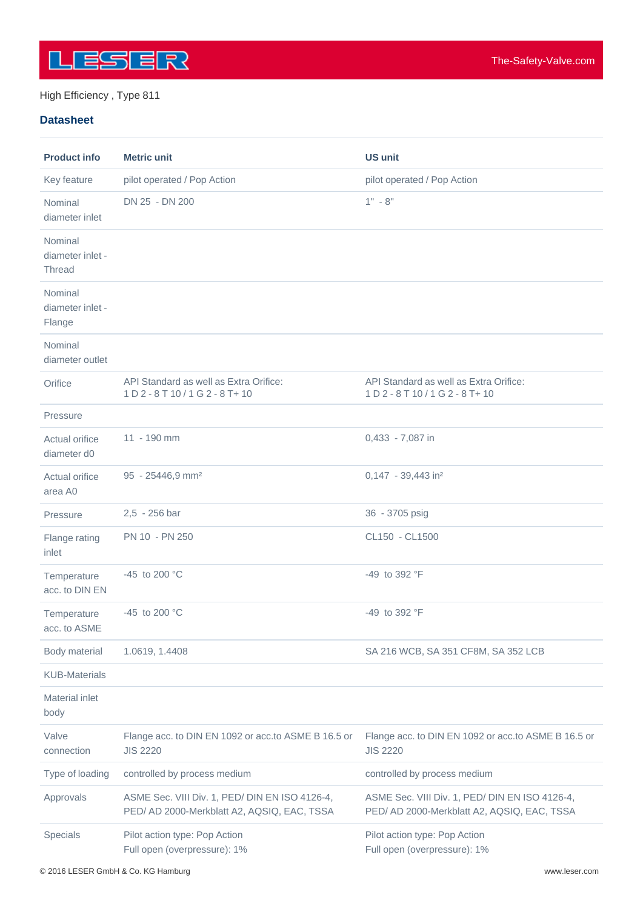High Efficiency , Type 811

## Datasheet

| Product info | Metric unit | US unit |
|---|---|---|
| Key feature | pilot operated / Pop Action | pilot operated / Pop Action |
| Nominal diameter inlet | DN 25 - DN 200 | 1" - 8" |
| Nominal diameter inlet - Thread | | |
| Nominal diameter inlet - Flange | | |
| Nominal diameter outlet | | |
| Orifice | API Standard as well as Extra Orifice: 1 D 2 - 8 T 10 / 1 G 2 - 8 T+ 10 | API Standard as well as Extra Orifice: 1 D 2 - 8 T 10 / 1 G 2 - 8 T+ 10 |
| Pressure | | |
| Actual orifice diameter d0 | 11 - 190 mm | 0,433 - 7,087 in |
| Actual orifice area A0 | 95 - 25446,9 mm² | 0,147 - 39,443 in² |
| Pressure | 2,5 - 256 bar | 36 - 3705 psig |
| Flange rating inlet | PN 10 - PN 250 | CL150 - CL1500 |
| Temperature acc. to DIN EN | -45 to 200 °C | -49 to 392 °F |
| Temperature acc. to ASME | -45 to 200 °C | -49 to 392 °F |
| Body material | 1.0619, 1.4408 | SA 216 WCB, SA 351 CF8M, SA 352 LCB |
| KUB-Materials | | |
| Material inlet body | | |
| Valve connection | Flange acc. to DIN EN 1092 or acc.to ASME B 16.5 or JIS 2220 | Flange acc. to DIN EN 1092 or acc.to ASME B 16.5 or JIS 2220 |
| Type of loading | controlled by process medium | controlled by process medium |
| Approvals | ASME Sec. VIII Div. 1, PED/ DIN EN ISO 4126-4, PED/ AD 2000-Merkblatt A2, AQSIQ, EAC, TSSA | ASME Sec. VIII Div. 1, PED/ DIN EN ISO 4126-4, PED/ AD 2000-Merkblatt A2, AQSIQ, EAC, TSSA |
| Specials | Pilot action type: Pop Action<br>Full open (overpressure): 1% | Pilot action type: Pop Action<br>Full open (overpressure): 1% |

© 2016 LESER GmbH & Co. KG Hamburg www.leser.com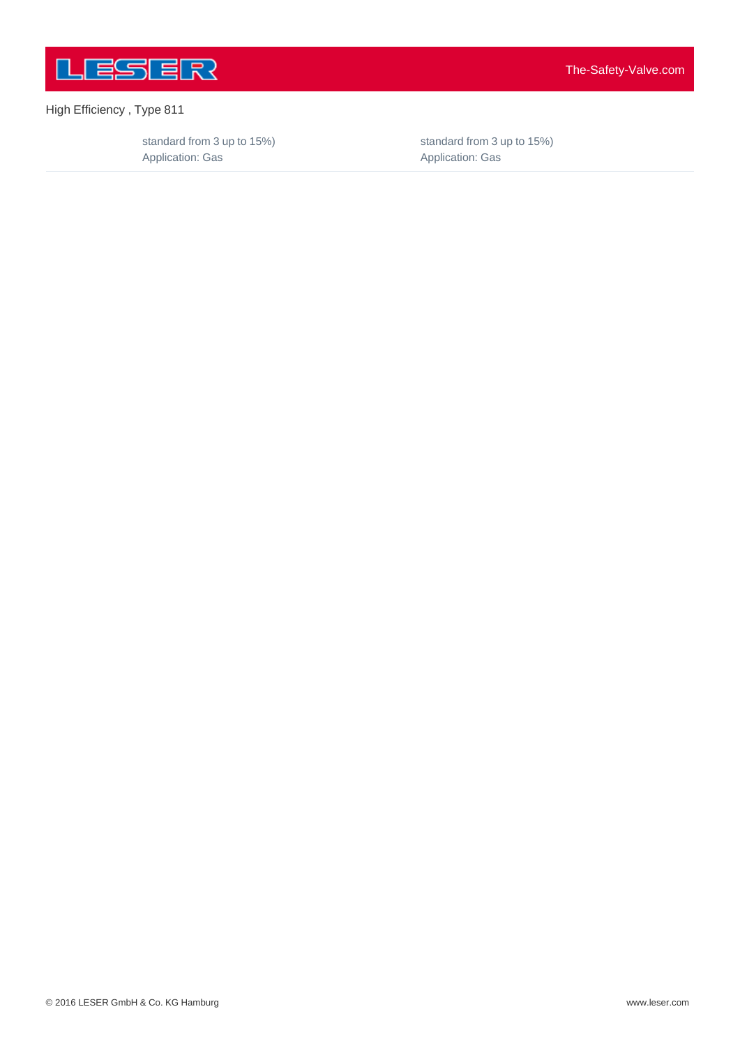High Efficiency , Type 811

| | |
|---|---|
| standard from 3 up to 15%)<br>Application: Gas | standard from 3 up to 15%)<br>Application: Gas |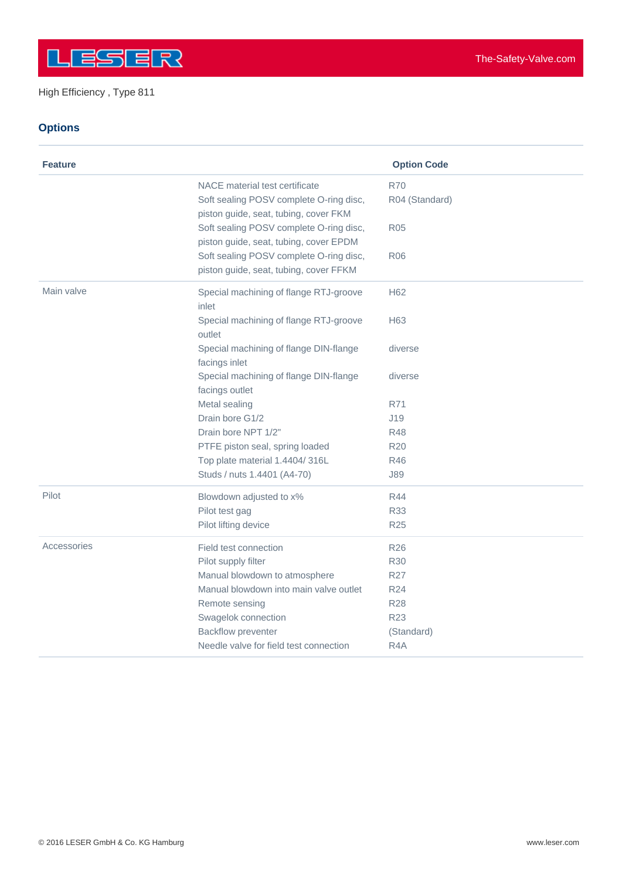High Efficiency , Type 811

## Options

| Feature | | Option Code |
|---|---|---|
| | NACE material test certificate | R70 |
| | Soft sealing POSV complete O-ring disc, piston guide, seat, tubing, cover FKM | R04 (Standard) |
| | Soft sealing POSV complete O-ring disc, piston guide, seat, tubing, cover EPDM | R05 |
| | Soft sealing POSV complete O-ring disc, piston guide, seat, tubing, cover FFKM | R06 |
| Main valve | Special machining of flange RTJ-groove inlet | H62 |
| | Special machining of flange RTJ-groove outlet | H63 |
| | Special machining of flange DIN-flange facings inlet | diverse |
| | Special machining of flange DIN-flange facings outlet | diverse |
| | Metal sealing | R71 |
| | Drain bore G1/2 | J19 |
| | Drain bore NPT 1/2" | R48 |
| | PTFE piston seal, spring loaded | R20 |
| | Top plate material 1.4404/ 316L | R46 |
| | Studs / nuts 1.4401 (A4-70) | J89 |
| Pilot | Blowdown adjusted to x% | R44 |
| | Pilot test gag | R33 |
| | Pilot lifting device | R25 |
| Accessories | Field test connection | R26 |
| | Pilot supply filter | R30 |
| | Manual blowdown to atmosphere | R27 |
| | Manual blowdown into main valve outlet | R24 |
| | Remote sensing | R28 |
| | Swagelok connection | R23 |
| | Backflow preventer | (Standard) |
| | Needle valve for field test connection | R4A |